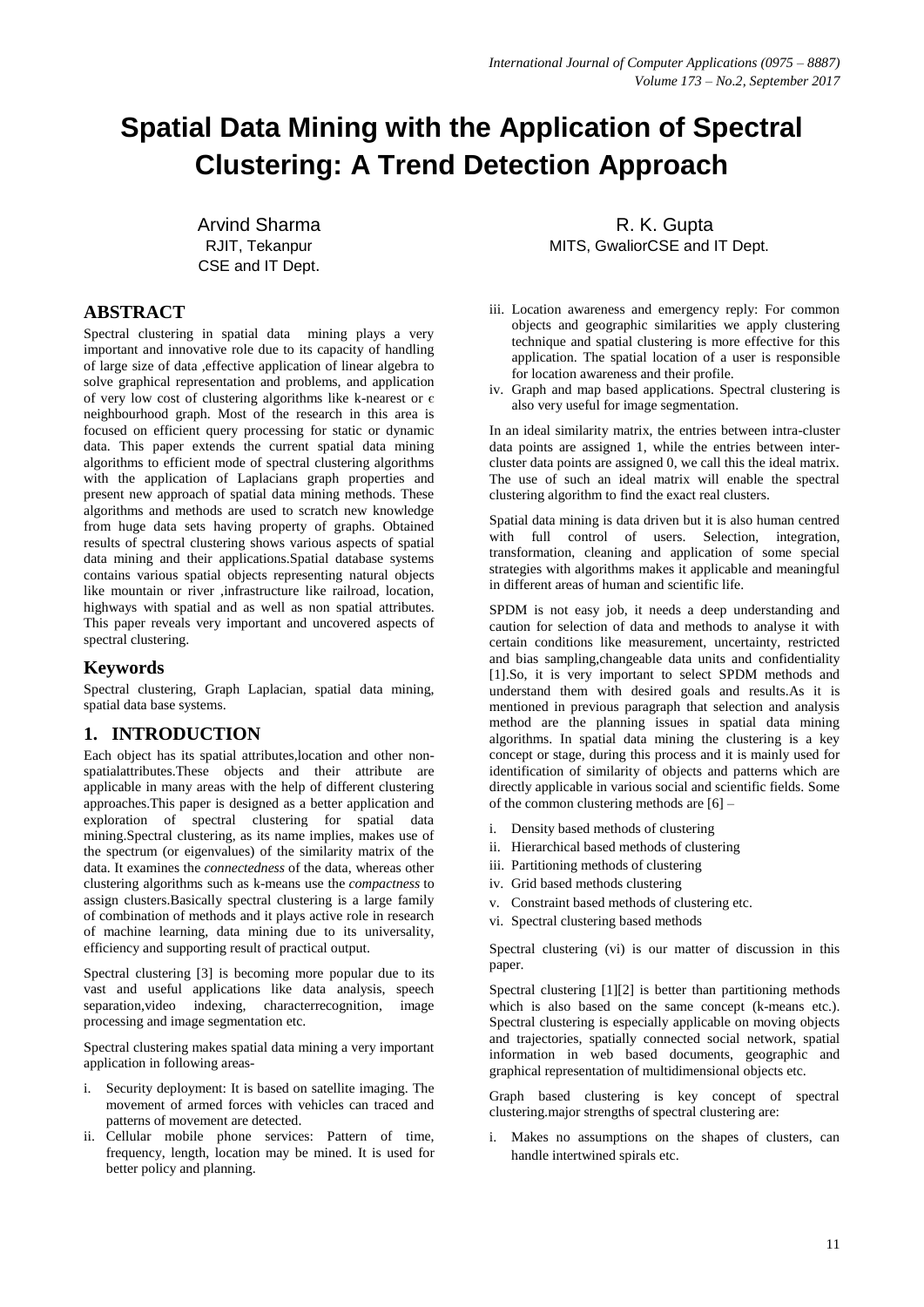# Spatial Data Mining with the Application of Spectral Clustering: A Trend Detection Approach

Arvind Sharma
RJIT, Tekanpur
CSE and IT Dept.

R. K. Gupta
MITS, GwaliorCSE and IT Dept.

## ABSTRACT

Spectral clustering in spatial data mining plays a very important and innovative role due to its capacity of handling of large size of data ,effective application of linear algebra to solve graphical representation and problems, and application of very low cost of clustering algorithms like k-nearest or $\epsilon$ neighbourhood graph. Most of the research in this area is focused on efficient query processing for static or dynamic data. This paper extends the current spatial data mining algorithms to efficient mode of spectral clustering algorithms with the application of Laplacians graph properties and present new approach of spatial data mining methods. These algorithms and methods are used to scratch new knowledge from huge data sets having property of graphs. Obtained results of spectral clustering shows various aspects of spatial data mining and their applications.Spatial database systems contains various spatial objects representing natural objects like mountain or river ,infrastructure like railroad, location, highways with spatial and as well as non spatial attributes. This paper reveals very important and uncovered aspects of spectral clustering.

## Keywords

Spectral clustering, Graph Laplacian, spatial data mining, spatial data base systems.

## 1. INTRODUCTION

Each object has its spatial attributes,location and other non-spatialattributes.These objects and their attribute are applicable in many areas with the help of different clustering approaches.This paper is designed as a better application and exploration of spectral clustering for spatial data mining.Spectral clustering, as its name implies, makes use of the spectrum (or eigenvalues) of the similarity matrix of the data. It examines the *connectedness* of the data, whereas other clustering algorithms such as k-means use the *compactness* to assign clusters.Basically spectral clustering is a large family of combination of methods and it plays active role in research of machine learning, data mining due to its universality, efficiency and supporting result of practical output.

Spectral clustering [3] is becoming more popular due to its vast and useful applications like data analysis, speech separation,video indexing, characterrecognition, image processing and image segmentation etc.

Spectral clustering makes spatial data mining a very important application in following areas-

i. Security deployment: It is based on satellite imaging. The movement of armed forces with vehicles can traced and patterns of movement are detected.
ii. Cellular mobile phone services: Pattern of time, frequency, length, location may be mined. It is used for better policy and planning.
iii. Location awareness and emergency reply: For common objects and geographic similarities we apply clustering technique and spatial clustering is more effective for this application. The spatial location of a user is responsible for location awareness and their profile.
iv. Graph and map based applications. Spectral clustering is also very useful for image segmentation.

In an ideal similarity matrix, the entries between intra-cluster data points are assigned 1, while the entries between inter-cluster data points are assigned 0, we call this the ideal matrix. The use of such an ideal matrix will enable the spectral clustering algorithm to find the exact real clusters.

Spatial data mining is data driven but it is also human centred with full control of users. Selection, integration, transformation, cleaning and application of some special strategies with algorithms makes it applicable and meaningful in different areas of human and scientific life.

SPDM is not easy job, it needs a deep understanding and caution for selection of data and methods to analyse it with certain conditions like measurement, uncertainty, restricted and bias sampling,changeable data units and confidentiality [1].So, it is very important to select SPDM methods and understand them with desired goals and results.As it is mentioned in previous paragraph that selection and analysis method are the planning issues in spatial data mining algorithms. In spatial data mining the clustering is a key concept or stage, during this process and it is mainly used for identification of similarity of objects and patterns which are directly applicable in various social and scientific fields. Some of the common clustering methods are [6] –

i. Density based methods of clustering
ii. Hierarchical based methods of clustering
iii. Partitioning methods of clustering
iv. Grid based methods clustering
v. Constraint based methods of clustering etc.
vi. Spectral clustering based methods

Spectral clustering (vi) is our matter of discussion in this paper.

Spectral clustering [1][2] is better than partitioning methods which is also based on the same concept (k-means etc.). Spectral clustering is especially applicable on moving objects and trajectories, spatially connected social network, spatial information in web based documents, geographic and graphical representation of multidimensional objects etc.

Graph based clustering is key concept of spectral clustering.major strengths of spectral clustering are:

i. Makes no assumptions on the shapes of clusters, can handle intertwined spirals etc.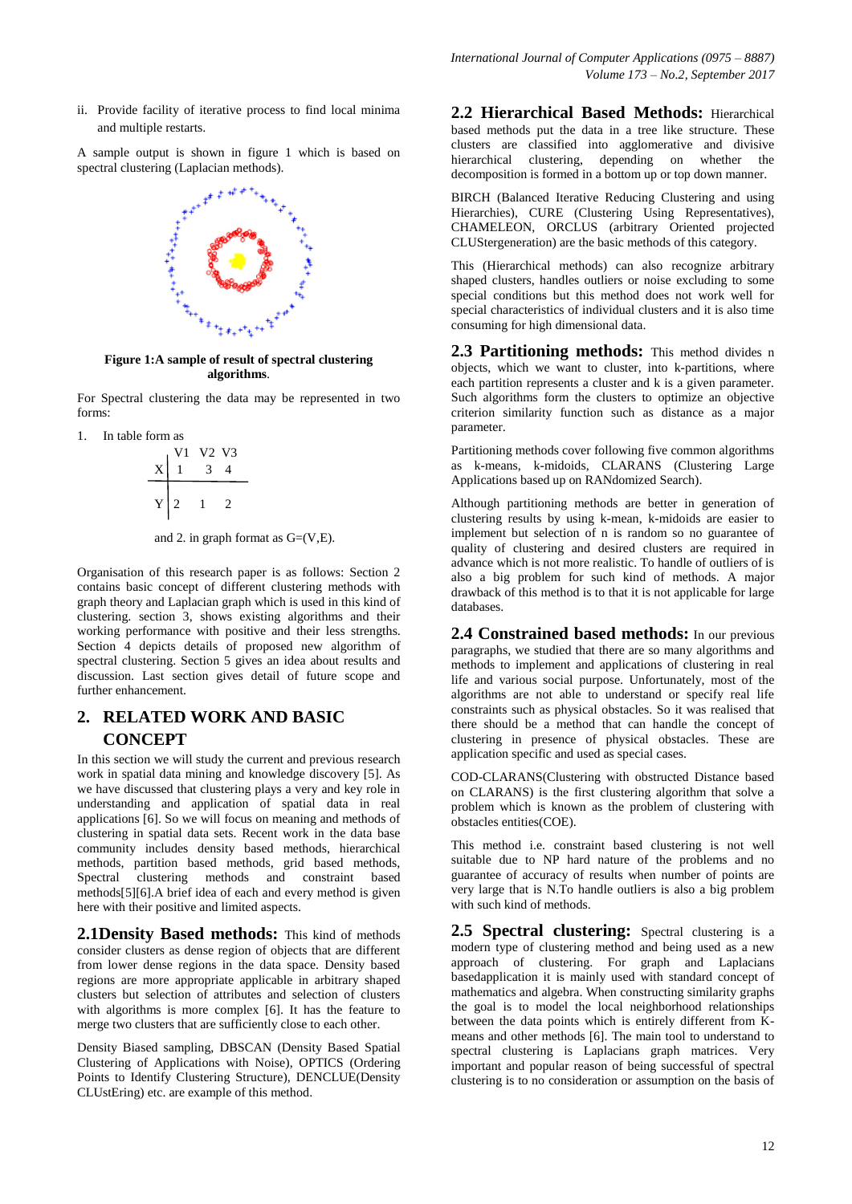ii. Provide facility of iterative process to find local minima and multiple restarts.

A sample output is shown in figure 1 which is based on spectral clustering (Laplacian methods).

**Figure 1:A sample of result of spectral clustering algorithms.**

For Spectral clustering the data may be represented in two forms:

1. In table form as

| | V1 | V2 | V3 |
|---|---|---|---|
| X | 1 | 3 | 4 |
| Y | 2 | 1 | 2 |

and 2. in graph format as G=(V,E).

Organisation of this research paper is as follows: Section 2 contains basic concept of different clustering methods with graph theory and Laplacian graph which is used in this kind of clustering. section 3, shows existing algorithms and their working performance with positive and their less strengths. Section 4 depicts details of proposed new algorithm of spectral clustering. Section 5 gives an idea about results and discussion. Last section gives detail of future scope and further enhancement.

## 2. RELATED WORK AND BASIC CONCEPT

In this section we will study the current and previous research work in spatial data mining and knowledge discovery [5]. As we have discussed that clustering plays a very and key role in understanding and application of spatial data in real applications [6]. So we will focus on meaning and methods of clustering in spatial data sets. Recent work in the data base community includes density based methods, hierarchical methods, partition based methods, grid based methods, Spectral clustering methods and constraint based methods[5][6].A brief idea of each and every method is given here with their positive and limited aspects.

**2.1Density Based methods:** This kind of methods consider clusters as dense region of objects that are different from lower dense regions in the data space. Density based regions are more appropriate applicable in arbitrary shaped clusters but selection of attributes and selection of clusters with algorithms is more complex [6]. It has the feature to merge two clusters that are sufficiently close to each other.

Density Biased sampling, DBSCAN (Density Based Spatial Clustering of Applications with Noise), OPTICS (Ordering Points to Identify Clustering Structure), DENCLUE(Density CLUstEring) etc. are example of this method.

**2.2 Hierarchical Based Methods:** Hierarchical based methods put the data in a tree like structure. These clusters are classified into agglomerative and divisive hierarchical clustering, depending on whether the decomposition is formed in a bottom up or top down manner.

BIRCH (Balanced Iterative Reducing Clustering and using Hierarchies), CURE (Clustering Using Representatives), CHAMELEON, ORCLUS (arbitrary Oriented projected CLUStergeneration) are the basic methods of this category.

This (Hierarchical methods) can also recognize arbitrary shaped clusters, handles outliers or noise excluding to some special conditions but this method does not work well for special characteristics of individual clusters and it is also time consuming for high dimensional data.

**2.3 Partitioning methods:** This method divides n objects, which we want to cluster, into k-partitions, where each partition represents a cluster and k is a given parameter. Such algorithms form the clusters to optimize an objective criterion similarity function such as distance as a major parameter.

Partitioning methods cover following five common algorithms as k-means, k-midoids, CLARANS (Clustering Large Applications based up on RANdomized Search).

Although partitioning methods are better in generation of clustering results by using k-mean, k-midoids are easier to implement but selection of n is random so no guarantee of quality of clustering and desired clusters are required in advance which is not more realistic. To handle of outliers of is also a big problem for such kind of methods. A major drawback of this method is to that it is not applicable for large databases.

**2.4 Constrained based methods:** In our previous paragraphs, we studied that there are so many algorithms and methods to implement and applications of clustering in real life and various social purpose. Unfortunately, most of the algorithms are not able to understand or specify real life constraints such as physical obstacles. So it was realised that there should be a method that can handle the concept of clustering in presence of physical obstacles. These are application specific and used as special cases.

COD-CLARANS(Clustering with obstructed Distance based on CLARANS) is the first clustering algorithm that solve a problem which is known as the problem of clustering with obstacles entities(COE).

This method i.e. constraint based clustering is not well suitable due to NP hard nature of the problems and no guarantee of accuracy of results when number of points are very large that is N.To handle outliers is also a big problem with such kind of methods.

**2.5 Spectral clustering:** Spectral clustering is a modern type of clustering method and being used as a new approach of clustering. For graph and Laplacians basedapplication it is mainly used with standard concept of mathematics and algebra. When constructing similarity graphs the goal is to model the local neighborhood relationships between the data points which is entirely different from K-means and other methods [6]. The main tool to understand to spectral clustering is Laplacians graph matrices. Very important and popular reason of being successful of spectral clustering is to no consideration or assumption on the basis of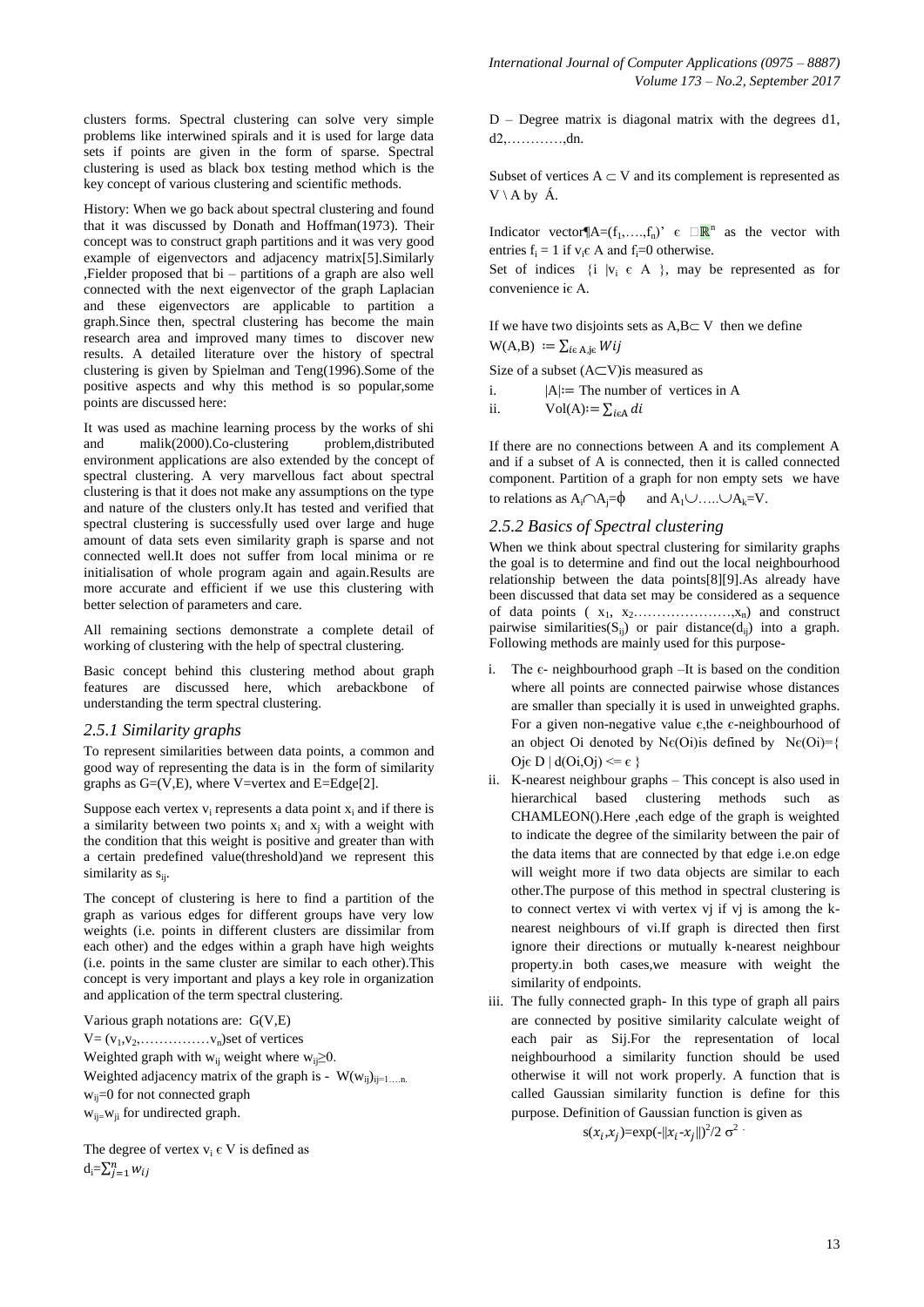clusters forms. Spectral clustering can solve very simple problems like interwined spirals and it is used for large data sets if points are given in the form of sparse. Spectral clustering is used as black box testing method which is the key concept of various clustering and scientific methods.

History: When we go back about spectral clustering and found that it was discussed by Donath and Hoffman(1973). Their concept was to construct graph partitions and it was very good example of eigenvectors and adjacency matrix[5].Similarly ,Fielder proposed that bi – partitions of a graph are also well connected with the next eigenvector of the graph Laplacian and these eigenvectors are applicable to partition a graph.Since then, spectral clustering has become the main research area and improved many times to discover new results. A detailed literature over the history of spectral clustering is given by Spielman and Teng(1996).Some of the positive aspects and why this method is so popular,some points are discussed here:

It was used as machine learning process by the works of shi and malik(2000).Co-clustering problem,distributed environment applications are also extended by the concept of spectral clustering. A very marvellous fact about spectral clustering is that it does not make any assumptions on the type and nature of the clusters only.It has tested and verified that spectral clustering is successfully used over large and huge amount of data sets even similarity graph is sparse and not connected well.It does not suffer from local minima or re initialisation of whole program again and again.Results are more accurate and efficient if we use this clustering with better selection of parameters and care.

All remaining sections demonstrate a complete detail of working of clustering with the help of spectral clustering.

Basic concept behind this clustering method about graph features are discussed here, which arebackbone of understanding the term spectral clustering.

### *2.5.1 Similarity graphs*

To represent similarities between data points, a common and good way of representing the data is in the form of similarity graphs as G=(V,E), where V=vertex and E=Edge[2].

Suppose each vertex $v_i$ represents a data point $x_i$ and if there is a similarity between two points $x_i$ and $x_j$ with a weight with the condition that this weight is positive and greater than with a certain predefined value(threshold)and we represent this similarity as $s_{ij}$.

The concept of clustering is here to find a partition of the graph as various edges for different groups have very low weights (i.e. points in different clusters are dissimilar from each other) and the edges within a graph have high weights (i.e. points in the same cluster are similar to each other).This concept is very important and plays a key role in organization and application of the term spectral clustering.

Various graph notations are: G(V,E)

$V= (v_1,v_2,\ldots\ldots v_n)$set of vertices

Weighted graph with $w_{ij}$ weight where $w_{ij} \geq 0$.

Weighted adjacency matrix of the graph is - $W(w_{ij})_{ij=1\ldots n}$.

$w_{ij}=0$ for not connected graph

$w_{ij}=w_{ji}$ for undirected graph.

The degree of vertex $v_i \in V$ is defined as

$d_i = \sum_{j=1}^{n} w_{ij}$

D – Degree matrix is diagonal matrix with the degrees d1, d2,…………,dn.

Subset of vertices $A \subset V$ and its complement is represented as $V \setminus A$ by Á.

Indicator vector $A=(f_1,\ldots,f_n)' \in \mathbb{R}^n$ as the vector with entries $f_i = 1$ if $v_i \in A$ and $f_i=0$ otherwise.

Set of indices $\{i \mid v_i \in A\}$, may be represented as for convenience $i \in A$.

If we have two disjoints sets as $A,B \subset V$ then we define $W(A,B) := \sum_{i \in A, j \in} Wij$

Size of a subset ($A \subset V$)is measured as

i. $|A| :=$ The number of vertices in A
ii. $Vol(A) := \sum_{i \in A} di$

If there are no connections between A and its complement A and if a subset of A is connected, then it is called connected component. Partition of a graph for non empty sets we have to relations as $A_i \cap A_j = \phi$ and $A_1 \cup \ldots . \cup A_k = V$.

### *2.5.2 Basics of Spectral clustering*

When we think about spectral clustering for similarity graphs the goal is to determine and find out the local neighbourhood relationship between the data points[8][9].As already have been discussed that data set may be considered as a sequence of data points ( $x_1$, $x_2$…………………,$x_n$) and construct pairwise similarities($S_{ij}$) or pair distance($d_{ij}$) into a graph. Following methods are mainly used for this purpose-

i. The ϵ- neighbourhood graph –It is based on the condition where all points are connected pairwise whose distances are smaller than specially it is used in unweighted graphs. For a given non-negative value ϵ,the ϵ-neighbourhood of an object Oi denoted by $N\epsilon(Oi)$is defined by $N\epsilon(Oi)=\{ Oj \in D \mid d(Oi,Oj) <= \epsilon \}$
ii. K-nearest neighbour graphs – This concept is also used in hierarchical based clustering methods such as CHAMLEON().Here ,each edge of the graph is weighted to indicate the degree of the similarity between the pair of the data items that are connected by that edge i.e.on edge will weight more if two data objects are similar to each other.The purpose of this method in spectral clustering is to connect vertex vi with vertex vj if vj is among the k-nearest neighbours of vi.If graph is directed then first ignore their directions or mutually k-nearest neighbour property.in both cases,we measure with weight the similarity of endpoints.
iii. The fully connected graph- In this type of graph all pairs are connected by positive similarity calculate weight of each pair as Sij.For the representation of local neighbourhood a similarity function should be used otherwise it will not work properly. A function that is called Gaussian similarity function is define for this purpose. Definition of Gaussian function is given as

$$s(x_i,x_j)=\exp(-\|x_i-x_j\|)^2/2\,\sigma^2$$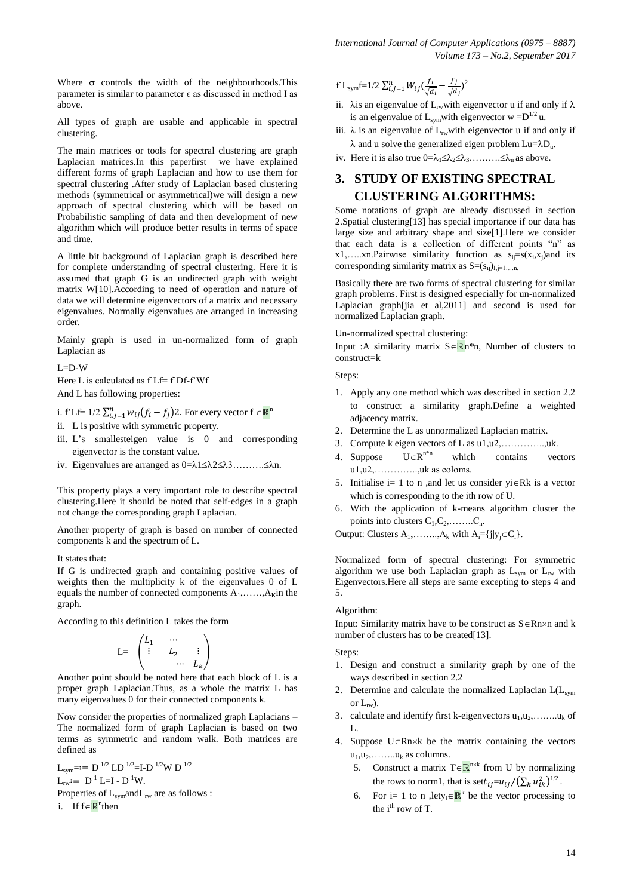Where σ controls the width of the neighbourhoods.This parameter is similar to parameter ϵ as discussed in method I as above.

All types of graph are usable and applicable in spectral clustering.

The main matrices or tools for spectral clustering are graph Laplacian matrices.In this paperfirst we have explained different forms of graph Laplacian and how to use them for spectral clustering .After study of Laplacian based clustering methods (symmetrical or asymmetrical)we will design a new approach of spectral clustering which will be based on Probabilistic sampling of data and then development of new algorithm which will produce better results in terms of space and time.

A little bit background of Laplacian graph is described here for complete understanding of spectral clustering. Here it is assumed that graph G is an undirected graph with weight matrix W[10].According to need of operation and nature of data we will determine eigenvectors of a matrix and necessary eigenvalues. Normally eigenvalues are arranged in increasing order.

Mainly graph is used in un-normalized form of graph Laplacian as

$L=D-W$

Here L is calculated as $f'Lf= f'Df-f'Wf$

And L has following properties:

i. $f'Lf= 1/2 \sum_{i,j=1}^{n} w_{ij}(f_i - f_j)2$. For every vector $f \in \mathbb{R}^n$

ii. L is positive with symmetric property.

iii. L's smallesteigen value is 0 and corresponding eigenvector is the constant value.

iv. Eigenvalues are arranged as $0=\lambda1\leq\lambda2\leq\lambda3……….\leq\lambda n$.

This property plays a very important role to describe spectral clustering.Here it should be noted that self-edges in a graph not change the corresponding graph Laplacian.

Another property of graph is based on number of connected components k and the spectrum of L.

It states that:

If G is undirected graph and containing positive values of weights then the multiplicity k of the eigenvalues 0 of L equals the number of connected components $A_1,……,A_K$in the graph.

According to this definition L takes the form

$$L= \begin{pmatrix} L_1 & \cdots & \\ \vdots & L_2 & \vdots \\ & \cdots & L_k \end{pmatrix}$$

Another point should be noted here that each block of L is a proper graph Laplacian.Thus, as a whole the matrix L has many eigenvalues 0 for their connected components k.

Now consider the properties of normalized graph Laplacians – The normalized form of graph Laplacian is based on two terms as symmetric and random walk. Both matrices are defined as

$L_{sym}=:= D^{-1/2} LD^{-1/2}=I-D^{-1/2}W D^{-1/2}$

$L_{rw}:= D^{-1} L=I - D^{-1}W.$

Properties of $L_{sym}$and$L_{rw}$ are as follows :

i. If $f\in\mathbb{R}^n$then

$f'L_{sym}f=1/2 \sum_{i,j=1}^{n} W_{ij}(\frac{f_i}{\sqrt{d_i}} - \frac{f_j}{\sqrt{d_j}})^2$

ii. λis an eigenvalue of $L_{rw}$with eigenvector u if and only if λ is an eigenvalue of $L_{sym}$with eigenvector $w =D^{1/2}$ u.

iii. λ is an eigenvalue of $L_{rw}$with eigenvector u if and only if λ and u solve the generalized eigen problem $Lu=\lambda D_u$.

iv. Here it is also true $0=\lambda_1\leq\lambda_2\leq\lambda_3……….\leq\lambda_n$ as above.

# 3. STUDY OF EXISTING SPECTRAL CLUSTERING ALGORITHMS:

Some notations of graph are already discussed in section 2.Spatial clustering[13] has special importance if our data has large size and arbitrary shape and size[1].Here we consider that each data is a collection of different points "n" as x1,…..xn.Pairwise similarity function as $s_{ij}=s(x_i,x_j)$and its corresponding similarity matrix as $S=(s_{ij})_{I,j=1….n.}$

Basically there are two forms of spectral clustering for similar graph problems. First is designed especially for un-normalized Laplacian graph[jia et al,2011] and second is used for normalized Laplacian graph.

Un-normalized spectral clustering:

Input :A similarity matrix $S\in\mathbb{R}n*n$, Number of clusters to construct=k

Steps:

1. Apply any one method which was described in section 2.2 to construct a similarity graph.Define a weighted adjacency matrix.
2. Determine the L as unnormalized Laplacian matrix.
3. Compute k eigen vectors of L as u1,u2,…………..,uk.
4. Suppose $U\in R^{n*n}$ which contains vectors u1,u2,…………..,uk as coloms.
5. Initialise i= 1 to n ,and let us consider $yi\in Rk$ is a vector which is corresponding to the ith row of U.
6. With the application of k-means algorithm cluster the points into clusters $C_1,C_2,……..C_n$.

Output: Clusters $A_1,……..,A_k$ with $A_i=\{j|y_j\in C_i\}$.

Normalized form of spectral clustering: For symmetric algorithm we use both Laplacian graph as $L_{sym}$ or $L_{rw}$ with Eigenvectors.Here all steps are same excepting to steps 4 and 5.

Algorithm:

Input: Similarity matrix have to be construct as $S\in Rn\times n$ and k number of clusters has to be created[13].

Steps:

1. Design and construct a similarity graph by one of the ways described in section 2.2
2. Determine and calculate the normalized Laplacian $L(L_{sym}$ or $L_{rw})$.
3. calculate and identify first k-eigenvectors $u_1,u_2,……..u_k$ of L.
4. Suppose $U\in Rn\times k$ be the matrix containing the vectors $u_1,u_2,……..u_k$ as columns.
5. Construct a matrix $T\in\mathbb{R}^{n\times k}$ from U by normalizing the rows to norm1, that is set$t_{ij}=u_{ij}/(\sum_k u_{ik}^2)^{1/2}$.
6. For i= 1 to n ,let$y_i\in\mathbb{R}^k$ be the vector processing to the $i^{th}$ row of T.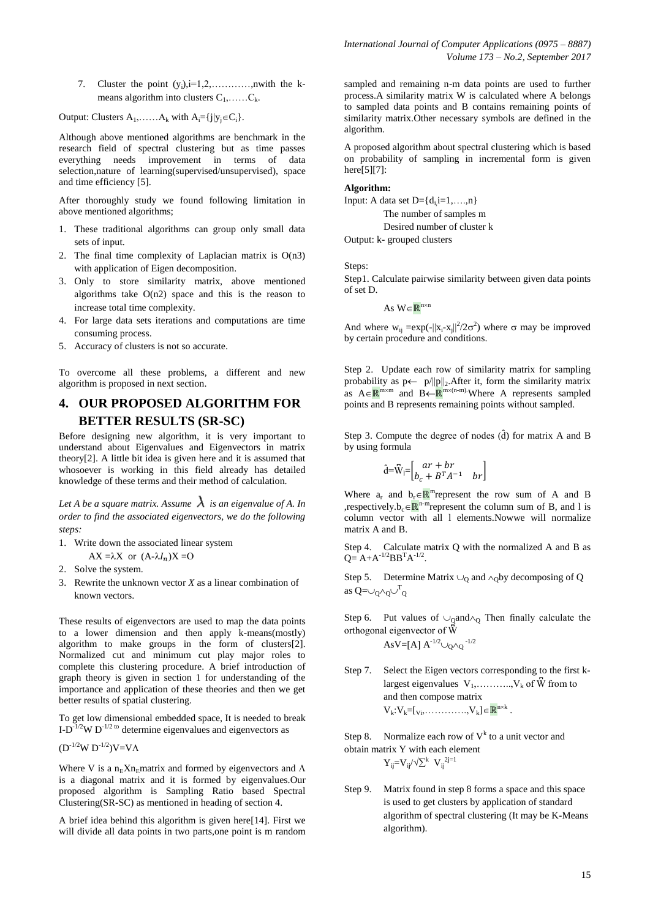7. Cluster the point $(y_i)$,i=1,2,…………,nwith the k-means algorithm into clusters $C_1$,……$C_k$.

Output: Clusters $A_1$,……$A_k$ with $A_i=\{j|y_j \in C_i\}$.

Although above mentioned algorithms are benchmark in the research field of spectral clustering but as time passes everything needs improvement in terms of data selection,nature of learning(supervised/unsupervised), space and time efficiency [5].

After thoroughly study we found following limitation in above mentioned algorithms;

1. These traditional algorithms can group only small data sets of input.
2. The final time complexity of Laplacian matrix is O(n3) with application of Eigen decomposition.
3. Only to store similarity matrix, above mentioned algorithms take O(n2) space and this is the reason to increase total time complexity.
4. For large data sets iterations and computations are time consuming process.
5. Accuracy of clusters is not so accurate.

To overcome all these problems, a different and new algorithm is proposed in next section.

# 4. OUR PROPOSED ALGORITHM FOR BETTER RESULTS (SR-SC)

Before designing new algorithm, it is very important to understand about Eigenvalues and Eigenvectors in matrix theory[2]. A little bit idea is given here and it is assumed that whosoever is working in this field already has detailed knowledge of these terms and their method of calculation.

*Let A be a square matrix. Assume $\lambda$ is an eigenvalue of A. In order to find the associated eigenvectors, we do the following steps:*

1. Write down the associated linear system

   AX =$\lambda$X or $(A-\lambda I_n)X = O$
2. Solve the system.
3. Rewrite the unknown vector *X* as a linear combination of known vectors.

These results of eigenvectors are used to map the data points to a lower dimension and then apply k-means(mostly) algorithm to make groups in the form of clusters[2]. Normalized cut and minimum cut play major roles to complete this clustering procedure. A brief introduction of graph theory is given in section 1 for understanding of the importance and application of these theories and then we get better results of spatial clustering.

To get low dimensional embedded space, It is needed to break $I-D^{-1/2}W D^{-1/2}$ to determine eigenvalues and eigenvectors as

$(D^{-1/2}W D^{-1/2})V=V\Lambda$

Where V is a $n_E X n_E$matrix and formed by eigenvectors and $\Lambda$ is a diagonal matrix and it is formed by eigenvalues.Our proposed algorithm is Sampling Ratio based Spectral Clustering(SR-SC) as mentioned in heading of section 4.

A brief idea behind this algorithm is given here[14]. First we will divide all data points in two parts,one point is m random sampled and remaining n-m data points are used to further process.A similarity matrix W is calculated where A belongs to sampled data points and B contains remaining points of similarity matrix.Other necessary symbols are defined in the algorithm.

A proposed algorithm about spectral clustering which is based on probability of sampling in incremental form is given here[5][7]:

**Algorithm:**

Input: A data set D={$d_i$,i=1,….,n}

The number of samples m

Desired number of cluster k

Output: k- grouped clusters

Steps:

Step1. Calculate pairwise similarity between given data points of set D.

As $W \in \mathbb{R}^{n\times n}$

And where $w_{ij} = \exp(-\|x_i-x_j\|^2/2\sigma^2)$ where $\sigma$ may be improved by certain procedure and conditions.

Step 2. Update each row of similarity matrix for sampling probability as $p \leftarrow p/\|p\|_2$.After it, form the similarity matrix as $A \in \mathbb{R}^{m\times m}$ and $B \leftarrow \mathbb{R}^{m\times(n-m)}$.Where A represents sampled points and B represents remaining points without sampled.

Step 3. Compute the degree of nodes ($\hat{d}$) for matrix A and B by using formula

$$\hat{d}=\bar{\hat{W}}_l=\begin{bmatrix} ar+br \\ b_c+B^TA^{-1} & br \end{bmatrix}$$

Where $a_r$ and $b_r \in \mathbb{R}^m$represent the row sum of A and B ,respectively.$b_c \in \mathbb{R}^{n-m}$represent the column sum of B, and l is column vector with all 1 elements.Nowwe will normalize matrix A and B.

Step 4. Calculate matrix Q with the normalized A and B as $Q= A+A^{-1/2}BB^TA^{-1/2}$.

Step 5. Determine Matrix $\cup_Q$ and $\wedge_Q$by decomposing of Q as $Q=\cup_Q\wedge_Q\cup^T_Q$

Step 6. Put values of $\cup_Q$and$\wedge_Q$ Then finally calculate the orthogonal eigenvector of $\bar{\hat{W}}$

AsV=[A] $A^{-1/2}\cup_Q\wedge_Q^{-1/2}$

Step 7. Select the Eigen vectors corresponding to the first k-largest eigenvalues $V_1$,………..,$V_k$ of $\bar{\hat{W}}$ from to and then compose matrix

$V_k$:$V_k$=[$_{V1}$,………….,$V_k$]$\in \mathbb{R}^{n\times k}$ .

Step 8. Normalize each row of $V^k$ to a unit vector and obtain matrix Y with each element

$Y_{ij}=V_{ij}/\sqrt{\sum^k V_{ij}^{2j=1}}$

Step 9. Matrix found in step 8 forms a space and this space is used to get clusters by application of standard algorithm of spectral clustering (It may be K-Means algorithm).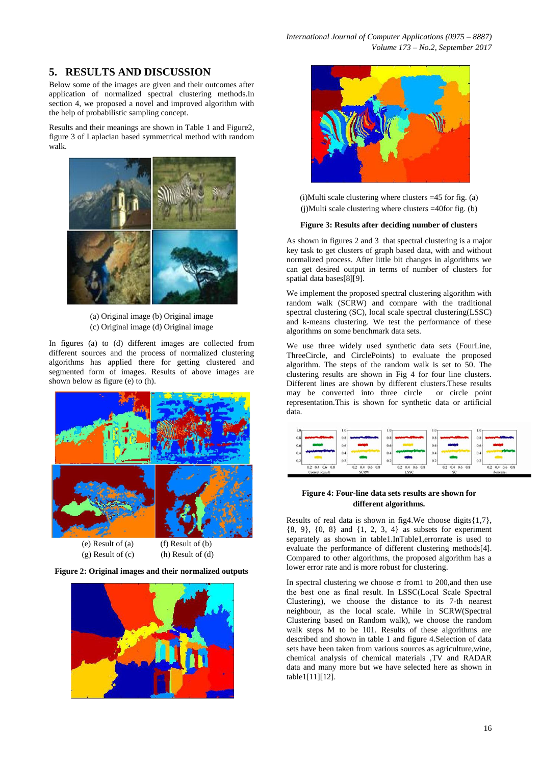## 5. RESULTS AND DISCUSSION

Below some of the images are given and their outcomes after application of normalized spectral clustering methods.In section 4, we proposed a novel and improved algorithm with the help of probabilistic sampling concept.

Results and their meanings are shown in Table 1 and Figure2, figure 3 of Laplacian based symmetrical method with random walk.

(a) Original image (b) Original image
(c) Original image (d) Original image

In figures (a) to (d) different images are collected from different sources and the process of normalized clustering algorithms has applied there for getting clustered and segmented form of images. Results of above images are shown below as figure (e) to (h).

(e) Result of (a) (f) Result of (b)
(g) Result of (c) (h) Result of (d)

**Figure 2: Original images and their normalized outputs**

(i)Multi scale clustering where clusters =45 for fig. (a)
(j)Multi scale clustering where clusters =40for fig. (b)

**Figure 3: Results after deciding number of clusters**

As shown in figures 2 and 3 that spectral clustering is a major key task to get clusters of graph based data, with and without normalized process. After little bit changes in algorithms we can get desired output in terms of number of clusters for spatial data bases[8][9].

We implement the proposed spectral clustering algorithm with random walk (SCRW) and compare with the traditional spectral clustering (SC), local scale spectral clustering(LSSC) and k-means clustering. We test the performance of these algorithms on some benchmark data sets.

We use three widely used synthetic data sets (FourLine, ThreeCircle, and CirclePoints) to evaluate the proposed algorithm. The steps of the random walk is set to 50. The clustering results are shown in Fig 4 for four line clusters. Different lines are shown by different clusters.These results may be converted into three circle or circle point representation.This is shown for synthetic data or artificial data.

**Figure 4: Four-line data sets results are shown for different algorithms.**

Results of real data is shown in fig4.We choose digits{1,7}, {8, 9}, {0, 8} and {1, 2, 3, 4} as subsets for experiment separately as shown in table1.InTable1,errorrate is used to evaluate the performance of different clustering methods[4]. Compared to other algorithms, the proposed algorithm has a lower error rate and is more robust for clustering.

In spectral clustering we choose $\sigma$ from1 to 200,and then use the best one as final result. In LSSC(Local Scale Spectral Clustering), we choose the distance to its 7-th nearest neighbour, as the local scale. While in SCRW(Spectral Clustering based on Random walk), we choose the random walk steps M to be 101. Results of these algorithms are described and shown in table 1 and figure 4.Selection of data sets have been taken from various sources as agriculture,wine, chemical analysis of chemical materials ,TV and RADAR data and many more but we have selected here as shown in table1[11][12].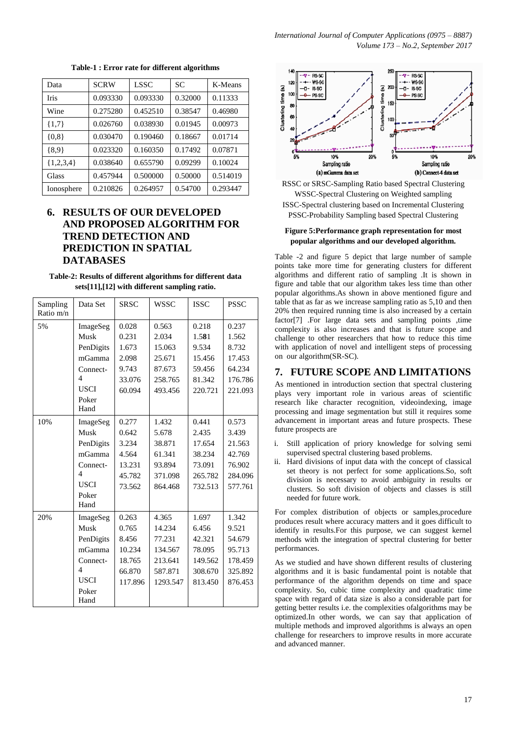**Table-1 : Error rate for different algorithms**

| Data | SCRW | LSSC | SC | K-Means |
|---|---|---|---|---|
| Iris | 0.093330 | 0.093330 | 0.32000 | 0.11333 |
| Wine | 0.275280 | 0.452510 | 0.38547 | 0.46980 |
| {1,7} | 0.026760 | 0.038930 | 0.01945 | 0.00973 |
| {0,8} | 0.030470 | 0.190460 | 0.18667 | 0.01714 |
| {8,9} | 0.023320 | 0.160350 | 0.17492 | 0.07871 |
| {1,2,3,4} | 0.038640 | 0.655790 | 0.09299 | 0.10024 |
| Glass | 0.457944 | 0.500000 | 0.50000 | 0.514019 |
| Ionosphere | 0.210826 | 0.264957 | 0.54700 | 0.293447 |

## 6. RESULTS OF OUR DEVELOPED AND PROPOSED ALGORITHM FOR TREND DETECTION AND PREDICTION IN SPATIAL DATABASES

**Table-2: Results of different algorithms for different data sets[11],[12] with different sampling ratio.**

| Sampling Ratio m/n | Data Set | SRSC | WSSC | ISSC | PSSC |
|---|---|---|---|---|---|
| 5% | ImageSeg | 0.028 | 0.563 | 0.218 | 0.237 |
| | Musk | 0.231 | 2.034 | 1.581 | 1.562 |
| | PenDigits | 1.673 | 15.063 | 9.534 | 8.732 |
| | mGamma | 2.098 | 25.671 | 15.456 | 17.453 |
| | Connect-4 | 9.743 | 87.673 | 59.456 | 64.234 |
| | USCI | 33.076 | 258.765 | 81.342 | 176.786 |
| | Poker Hand | 60.094 | 493.456 | 220.721 | 221.093 |
| 10% | ImageSeg | 0.277 | 1.432 | 0.441 | 0.573 |
| | Musk | 0.642 | 5.678 | 2.435 | 3.439 |
| | PenDigits | 3.234 | 38.871 | 17.654 | 21.563 |
| | mGamma | 4.564 | 61.341 | 38.234 | 42.769 |
| | Connect-4 | 13.231 | 93.894 | 73.091 | 76.902 |
| | USCI | 45.782 | 371.098 | 265.782 | 284.096 |
| | Poker Hand | 73.562 | 864.468 | 732.513 | 577.761 |
| 20% | ImageSeg | 0.263 | 4.365 | 1.697 | 1.342 |
| | Musk | 0.765 | 14.234 | 6.456 | 9.521 |
| | PenDigits | 8.456 | 77.231 | 42.321 | 54.679 |
| | mGamma | 10.234 | 134.567 | 78.095 | 95.713 |
| | Connect-4 | 18.765 | 213.641 | 149.562 | 178.459 |
| | USCI | 66.870 | 587.871 | 308.670 | 325.892 |
| | Poker Hand | 117.896 | 1293.547 | 813.450 | 876.453 |

RSSC or SRSC-Sampling Ratio based Spectral Clustering
WSSC-Spectral Clustering on Weighted sampling
ISSC-Spectral clustering based on Incremental Clustering
PSSC-Probability Sampling based Spectral Clustering

**Figure 5:Performance graph representation for most popular algorithms and our developed algorithm.**

Table -2 and figure 5 depict that large number of sample points take more time for generating clusters for different algorithms and different ratio of sampling .It is shown in figure and table that our algorithm takes less time than other popular algorithms.As shown in above mentioned figure and table that as far as we increase sampling ratio as 5,10 and then 20% then required running time is also increased by a certain factor[7] .For large data sets and sampling points ,time complexity is also increases and that is future scope and challenge to other researchers that how to reduce this time with application of novel and intelligent steps of processing on our algorithm(SR-SC).

## 7. FUTURE SCOPE AND LIMITATIONS

As mentioned in introduction section that spectral clustering plays very important role in various areas of scientific research like character recognition, videoindexing, image processing and image segmentation but still it requires some advancement in important areas and future prospects. These future prospects are

i. Still application of priory knowledge for solving semi supervised spectral clustering based problems.
ii. Hard divisions of input data with the concept of classical set theory is not perfect for some applications.So, soft division is necessary to avoid ambiguity in results or clusters. So soft division of objects and classes is still needed for future work.

For complex distribution of objects or samples,procedure produces result where accuracy matters and it goes difficult to identify in results.For this purpose, we can suggest kernel methods with the integration of spectral clustering for better performances.

As we studied and have shown different results of clustering algorithms and it is basic fundamental point is notable that performance of the algorithm depends on time and space complexity. So, cubic time complexity and quadratic time space with regard of data size is also a considerable part for getting better results i.e. the complexities ofalgorithms may be optimized.In other words, we can say that application of multiple methods and improved algorithms is always an open challenge for researchers to improve results in more accurate and advanced manner.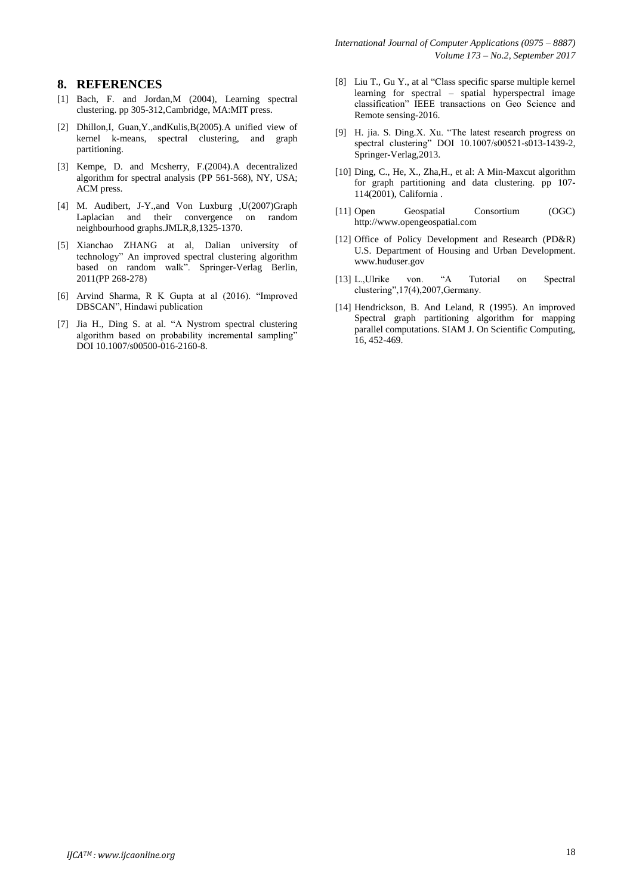## 8. REFERENCES

[1] Bach, F. and Jordan,M (2004), Learning spectral clustering. pp 305-312,Cambridge, MA:MIT press.

[2] Dhillon,I, Guan,Y.,andKulis,B(2005).A unified view of kernel k-means, spectral clustering, and graph partitioning.

[3] Kempe, D. and Mcsherry, F.(2004).A decentralized algorithm for spectral analysis (PP 561-568), NY, USA; ACM press.

[4] M. Audibert, J-Y.,and Von Luxburg ,U(2007)Graph Laplacian and their convergence on random neighbourhood graphs.JMLR,8,1325-1370.

[5] Xianchao ZHANG at al, Dalian university of technology" An improved spectral clustering algorithm based on random walk". Springer-Verlag Berlin, 2011(PP 268-278)

[6] Arvind Sharma, R K Gupta at al (2016). "Improved DBSCAN", Hindawi publication

[7] Jia H., Ding S. at al. "A Nystrom spectral clustering algorithm based on probability incremental sampling" DOI 10.1007/s00500-016-2160-8.

[8] Liu T., Gu Y., at al "Class specific sparse multiple kernel learning for spectral – spatial hyperspectral image classification" IEEE transactions on Geo Science and Remote sensing-2016.

[9] H. jia. S. Ding.X. Xu. "The latest research progress on spectral clustering" DOI 10.1007/s00521-s013-1439-2, Springer-Verlag,2013.

[10] Ding, C., He, X., Zha,H., et al: A Min-Maxcut algorithm for graph partitioning and data clustering. pp 107-114(2001), California .

[11] Open Geospatial Consortium (OGC) http://www.opengeospatial.com

[12] Office of Policy Development and Research (PD&R) U.S. Department of Housing and Urban Development. www.huduser.gov

[13] L.,Ulrike von. "A Tutorial on Spectral clustering",17(4),2007,Germany.

[14] Hendrickson, B. And Leland, R (1995). An improved Spectral graph partitioning algorithm for mapping parallel computations. SIAM J. On Scientific Computing, 16, 452-469.